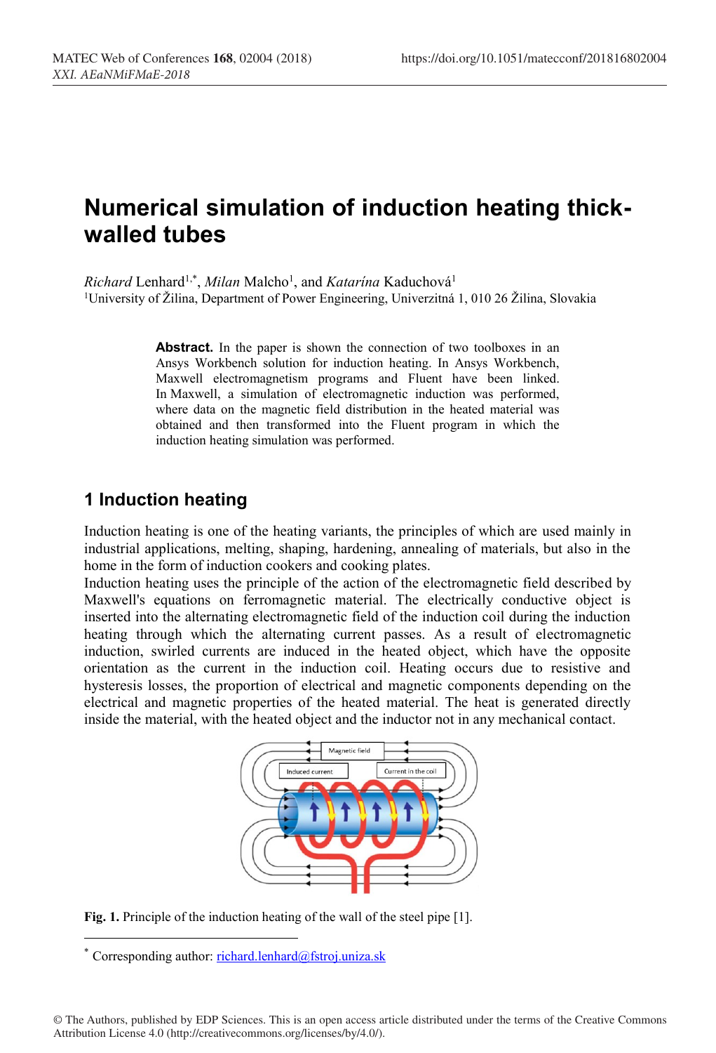# Numerical simulation of induction heating thick-walled tubes

*Richard* Lenhard[1,*], *Milan* Malcho[1], and *Katarína* Kaduchová[1]

[1]University of Žilina, Department of Power Engineering, Univerzitná 1, 010 26 Žilina, Slovakia

**Abstract.** In the paper is shown the connection of two toolboxes in an Ansys Workbench solution for induction heating. In Ansys Workbench, Maxwell electromagnetism programs and Fluent have been linked. In Maxwell, a simulation of electromagnetic induction was performed, where data on the magnetic field distribution in the heated material was obtained and then transformed into the Fluent program in which the induction heating simulation was performed.

## 1 Induction heating

Induction heating is one of the heating variants, the principles of which are used mainly in industrial applications, melting, shaping, hardening, annealing of materials, but also in the home in the form of induction cookers and cooking plates.

Induction heating uses the principle of the action of the electromagnetic field described by Maxwell's equations on ferromagnetic material. The electrically conductive object is inserted into the alternating electromagnetic field of the induction coil during the induction heating through which the alternating current passes. As a result of electromagnetic induction, swirled currents are induced in the heated object, which have the opposite orientation as the current in the induction coil. Heating occurs due to resistive and hysteresis losses, the proportion of electrical and magnetic components depending on the electrical and magnetic properties of the heated material. The heat is generated directly inside the material, with the heated object and the inductor not in any mechanical contact.

**Fig. 1.** Principle of the induction heating of the wall of the steel pipe [1].

[*] Corresponding author: richard.lenhard@fstroj.uniza.sk

© The Authors, published by EDP Sciences. This is an open access article distributed under the terms of the Creative Commons Attribution License 4.0 (http://creativecommons.org/licenses/by/4.0/).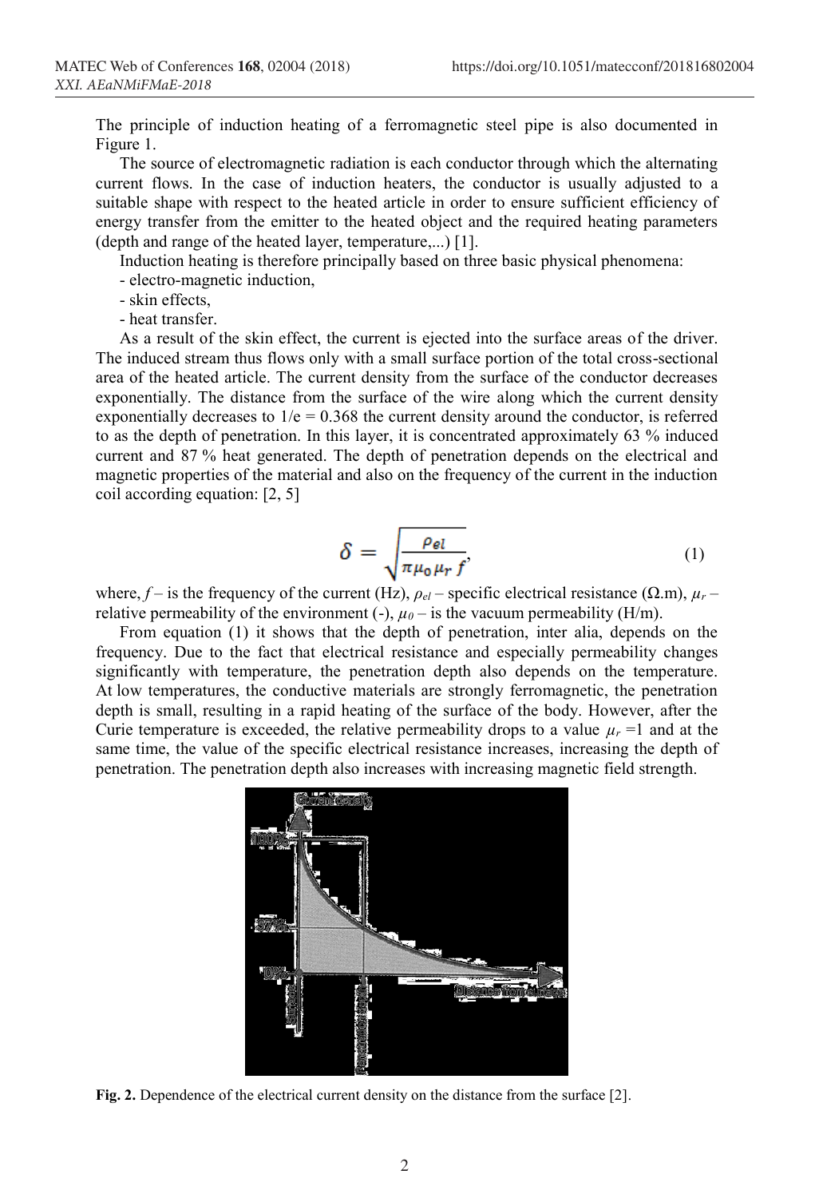The principle of induction heating of a ferromagnetic steel pipe is also documented in Figure 1.

The source of electromagnetic radiation is each conductor through which the alternating current flows. In the case of induction heaters, the conductor is usually adjusted to a suitable shape with respect to the heated article in order to ensure sufficient efficiency of energy transfer from the emitter to the heated object and the required heating parameters (depth and range of the heated layer, temperature,...) [1].

Induction heating is therefore principally based on three basic physical phenomena:

- electro-magnetic induction,
- skin effects,
- heat transfer.

As a result of the skin effect, the current is ejected into the surface areas of the driver. The induced stream thus flows only with a small surface portion of the total cross-sectional area of the heated article. The current density from the surface of the conductor decreases exponentially. The distance from the surface of the wire along which the current density exponentially decreases to $1/e = 0.368$ the current density around the conductor, is referred to as the depth of penetration. In this layer, it is concentrated approximately 63 % induced current and 87 % heat generated. The depth of penetration depends on the electrical and magnetic properties of the material and also on the frequency of the current in the induction coil according equation: [2, 5]

$$\delta = \sqrt{\frac{\rho_{el}}{\pi \mu_0 \mu_r f}}, \tag{1}$$

where, $f$ – is the frequency of the current (Hz), $\rho_{el}$ – specific electrical resistance (Ω.m), $\mu_r$ – relative permeability of the environment (-), $\mu_0$ – is the vacuum permeability (H/m).

From equation (1) it shows that the depth of penetration, inter alia, depends on the frequency. Due to the fact that electrical resistance and especially permeability changes significantly with temperature, the penetration depth also depends on the temperature. At low temperatures, the conductive materials are strongly ferromagnetic, the penetration depth is small, resulting in a rapid heating of the surface of the body. However, after the Curie temperature is exceeded, the relative permeability drops to a value $\mu_r = 1$ and at the same time, the value of the specific electrical resistance increases, increasing the depth of penetration. The penetration depth also increases with increasing magnetic field strength.

**Fig. 2.** Dependence of the electrical current density on the distance from the surface [2].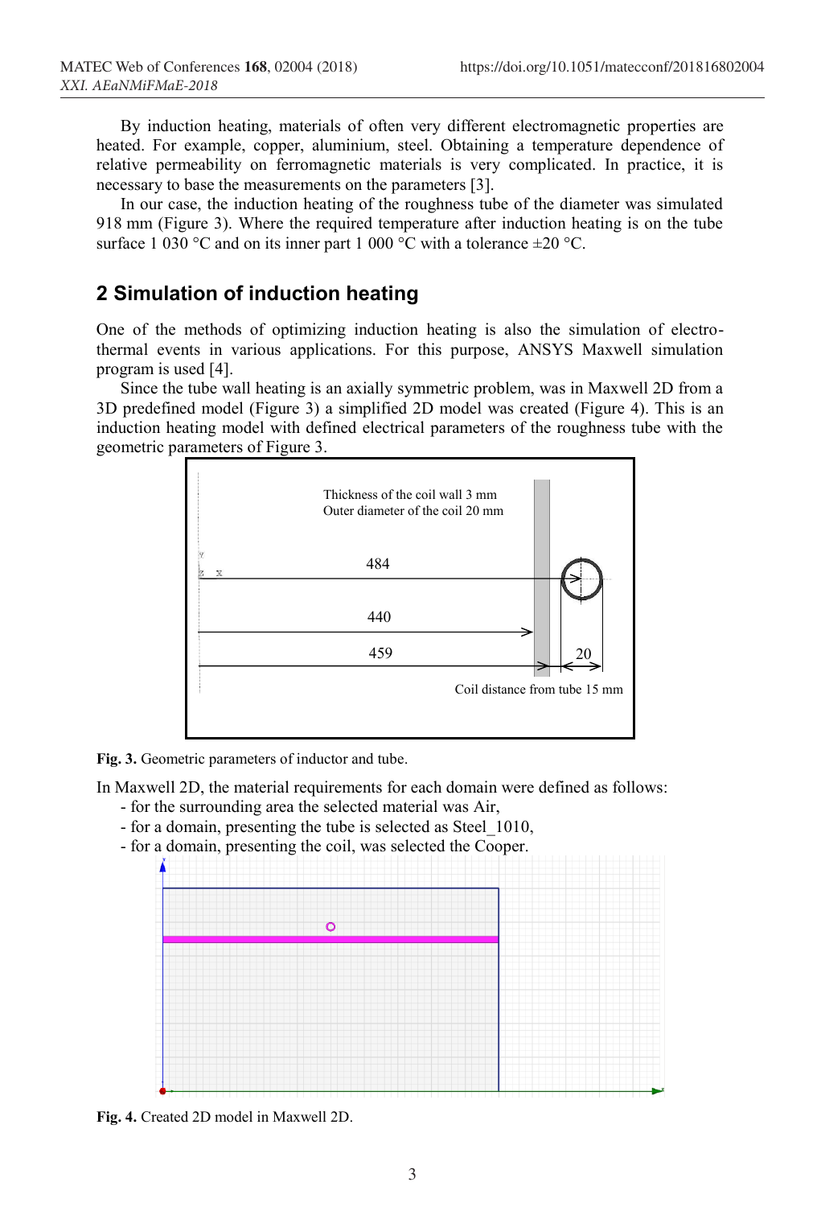By induction heating, materials of often very different electromagnetic properties are heated. For example, copper, aluminium, steel. Obtaining a temperature dependence of relative permeability on ferromagnetic materials is very complicated. In practice, it is necessary to base the measurements on the parameters [3].

In our case, the induction heating of the roughness tube of the diameter was simulated 918 mm (Figure 3). Where the required temperature after induction heating is on the tube surface 1 030 °C and on its inner part 1 000 °C with a tolerance ±20 °C.

## 2 Simulation of induction heating

One of the methods of optimizing induction heating is also the simulation of electro-thermal events in various applications. For this purpose, ANSYS Maxwell simulation program is used [4].

Since the tube wall heating is an axially symmetric problem, was in Maxwell 2D from a 3D predefined model (Figure 3) a simplified 2D model was created (Figure 4). This is an induction heating model with defined electrical parameters of the roughness tube with the geometric parameters of Figure 3.

**Fig. 3.** Geometric parameters of inductor and tube.

In Maxwell 2D, the material requirements for each domain were defined as follows:

- for the surrounding area the selected material was Air,
- for a domain, presenting the tube is selected as Steel_1010,
- for a domain, presenting the coil, was selected the Cooper.

**Fig. 4.** Created 2D model in Maxwell 2D.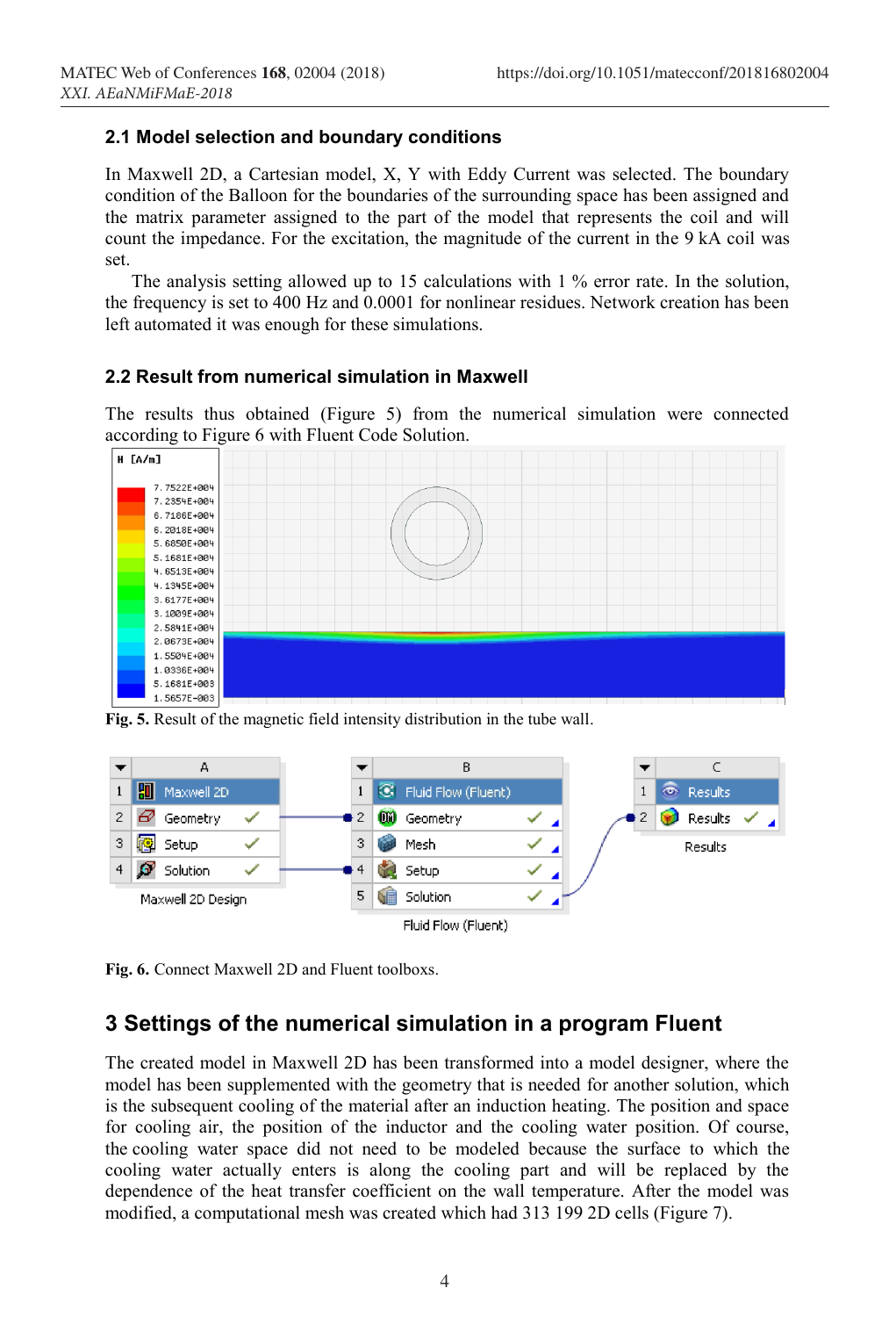## 2.1 Model selection and boundary conditions

In Maxwell 2D, a Cartesian model, X, Y with Eddy Current was selected. The boundary condition of the Balloon for the boundaries of the surrounding space has been assigned and the matrix parameter assigned to the part of the model that represents the coil and will count the impedance. For the excitation, the magnitude of the current in the 9 kA coil was set.

The analysis setting allowed up to 15 calculations with 1 % error rate. In the solution, the frequency is set to 400 Hz and 0.0001 for nonlinear residues. Network creation has been left automated it was enough for these simulations.

## 2.2 Result from numerical simulation in Maxwell

The results thus obtained (Figure 5) from the numerical simulation were connected according to Figure 6 with Fluent Code Solution.

**Fig. 5.** Result of the magnetic field intensity distribution in the tube wall.

**Fig. 6.** Connect Maxwell 2D and Fluent toolboxs.

# 3 Settings of the numerical simulation in a program Fluent

The created model in Maxwell 2D has been transformed into a model designer, where the model has been supplemented with the geometry that is needed for another solution, which is the subsequent cooling of the material after an induction heating. The position and space for cooling air, the position of the inductor and the cooling water position. Of course, the cooling water space did not need to be modeled because the surface to which the cooling water actually enters is along the cooling part and will be replaced by the dependence of the heat transfer coefficient on the wall temperature. After the model was modified, a computational mesh was created which had 313 199 2D cells (Figure 7).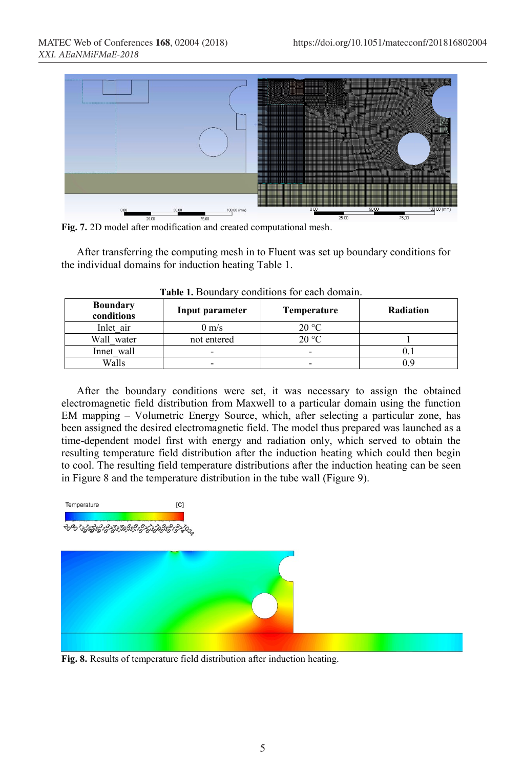Fig. 7. 2D model after modification and created computational mesh.

After transferring the computing mesh in to Fluent was set up boundary conditions for the individual domains for induction heating Table 1.

**Table 1.** Boundary conditions for each domain.

| Boundary conditions | Input parameter | Temperature | Radiation |
|---|---|---|---|
| Inlet_air | 0 m/s | 20 °C | |
| Wall_water | not entered | 20 °C | 1 |
| Innet_wall | - | - | 0.1 |
| Walls | - | - | 0.9 |

After the boundary conditions were set, it was necessary to assign the obtained electromagnetic field distribution from Maxwell to a particular domain using the function EM mapping – Volumetric Energy Source, which, after selecting a particular zone, has been assigned the desired electromagnetic field. The model thus prepared was launched as a time-dependent model first with energy and radiation only, which served to obtain the resulting temperature field distribution after the induction heating which could then begin to cool. The resulting field temperature distributions after the induction heating can be seen in Figure 8 and the temperature distribution in the tube wall (Figure 9).

Fig. 8. Results of temperature field distribution after induction heating.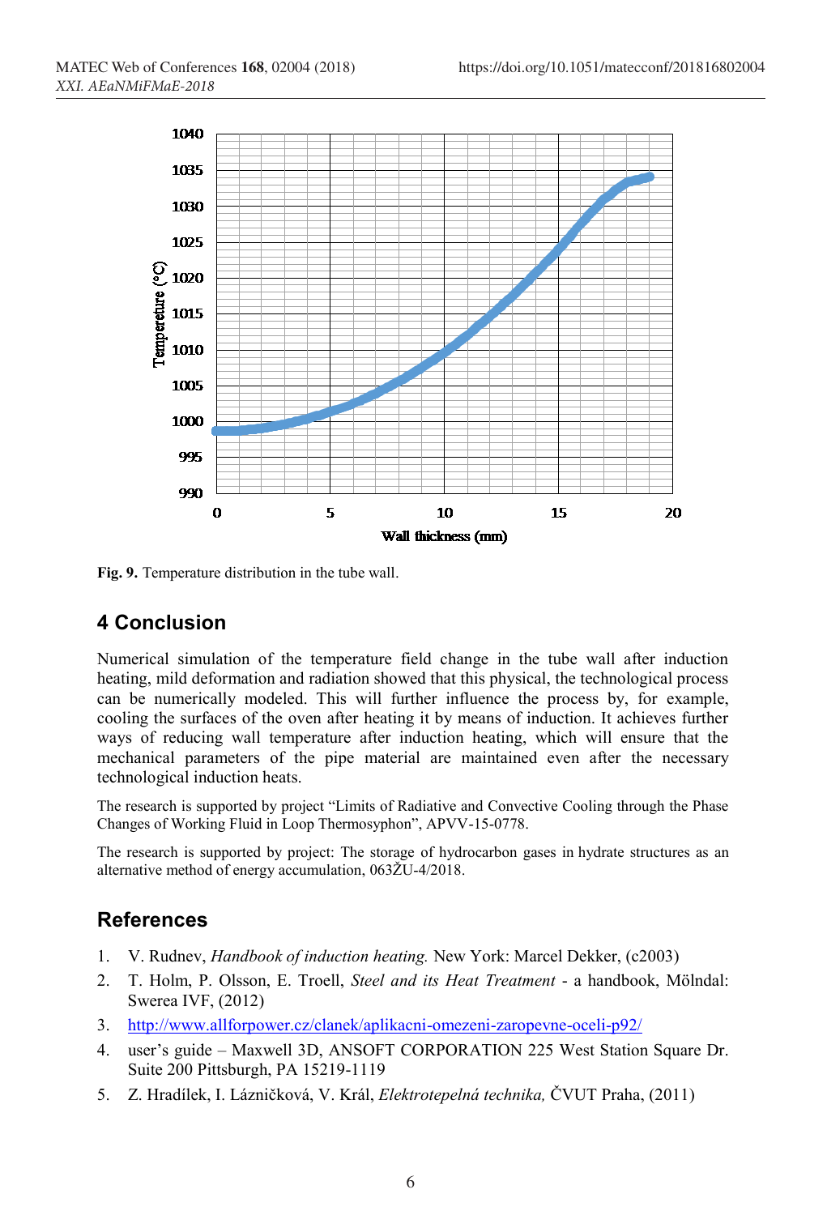Temperature (°C)

1040
1035
1030
1025
1020
1015
1010
1005
1000
995
990

0
5
10
15
20

Wall thickness (mm)

**Fig. 9.** Temperature distribution in the tube wall.

## 4 Conclusion

Numerical simulation of the temperature field change in the tube wall after induction heating, mild deformation and radiation showed that this physical, the technological process can be numerically modeled. This will further influence the process by, for example, cooling the surfaces of the oven after heating it by means of induction. It achieves further ways of reducing wall temperature after induction heating, which will ensure that the mechanical parameters of the pipe material are maintained even after the necessary technological induction heats.

The research is supported by project "Limits of Radiative and Convective Cooling through the Phase Changes of Working Fluid in Loop Thermosyphon", APVV-15-0778.

The research is supported by project: The storage of hydrocarbon gases in hydrate structures as an alternative method of energy accumulation, 063ŽU-4/2018.

## References

1. V. Rudnev, *Handbook of induction heating.* New York: Marcel Dekker, (c2003)
2. T. Holm, P. Olsson, E. Troell, *Steel and its Heat Treatment* - a handbook, Mölndal: Swerea IVF, (2012)
3. http://www.allforpower.cz/clanek/aplikacni-omezeni-zaropevne-oceli-p92/
4. user's guide – Maxwell 3D, ANSOFT CORPORATION 225 West Station Square Dr. Suite 200 Pittsburgh, PA 15219-1119
5. Z. Hradílek, I. Lázničková, V. Král, *Elektrotepelná technika,* ČVUT Praha, (2011)